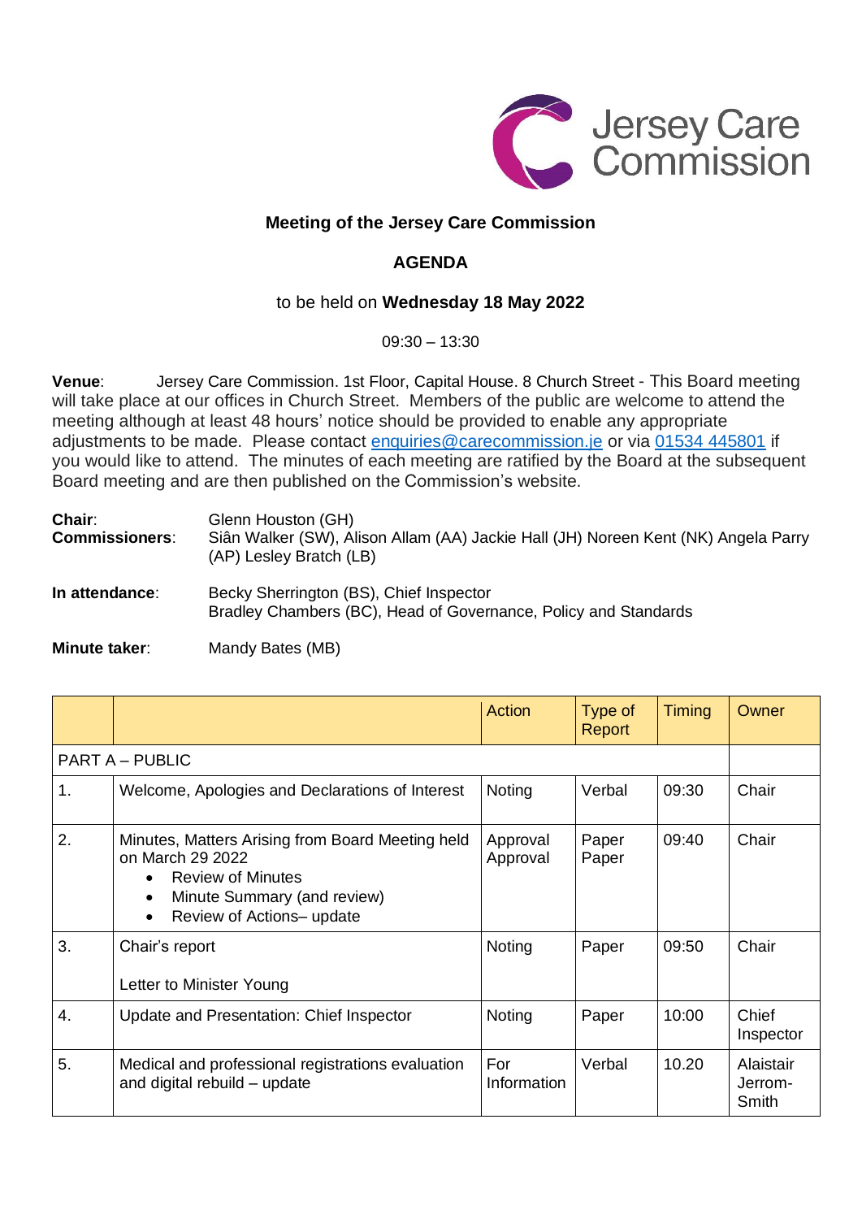Jersey Care Commission

## Meeting of the Jersey Care Commission

## AGENDA

to be held on **Wednesday 18 May 2022**

09:30 – 13:30

**Venue**: Jersey Care Commission. 1st Floor, Capital House. 8 Church Street - This Board meeting will take place at our offices in Church Street. Members of the public are welcome to attend the meeting although at least 48 hours' notice should be provided to enable any appropriate adjustments to be made. Please contact enquiries@carecommission.je or via 01534 445801 if you would like to attend. The minutes of each meeting are ratified by the Board at the subsequent Board meeting and are then published on the Commission's website.

**Chair**: Glenn Houston (GH)
**Commissioners**: Siân Walker (SW), Alison Allam (AA) Jackie Hall (JH) Noreen Kent (NK) Angela Parry (AP) Lesley Bratch (LB)

**In attendance**: Becky Sherrington (BS), Chief Inspector
Bradley Chambers (BC), Head of Governance, Policy and Standards

**Minute taker**: Mandy Bates (MB)

| | | Action | Type of Report | Timing | Owner |
|---|---|---|---|---|---|
| PART A – PUBLIC | | | | | |
| 1. | Welcome, Apologies and Declarations of Interest | Noting | Verbal | 09:30 | Chair |
| 2. | Minutes, Matters Arising from Board Meeting held on March 29 2022<br>• Review of Minutes<br>• Minute Summary (and review)<br>• Review of Actions– update | Approval<br>Approval | Paper<br>Paper | 09:40 | Chair |
| 3. | Chair's report<br><br>Letter to Minister Young | Noting | Paper | 09:50 | Chair |
| 4. | Update and Presentation: Chief Inspector | Noting | Paper | 10:00 | Chief Inspector |
| 5. | Medical and professional registrations evaluation and digital rebuild – update | For Information | Verbal | 10.20 | Alaistair Jerrom-Smith |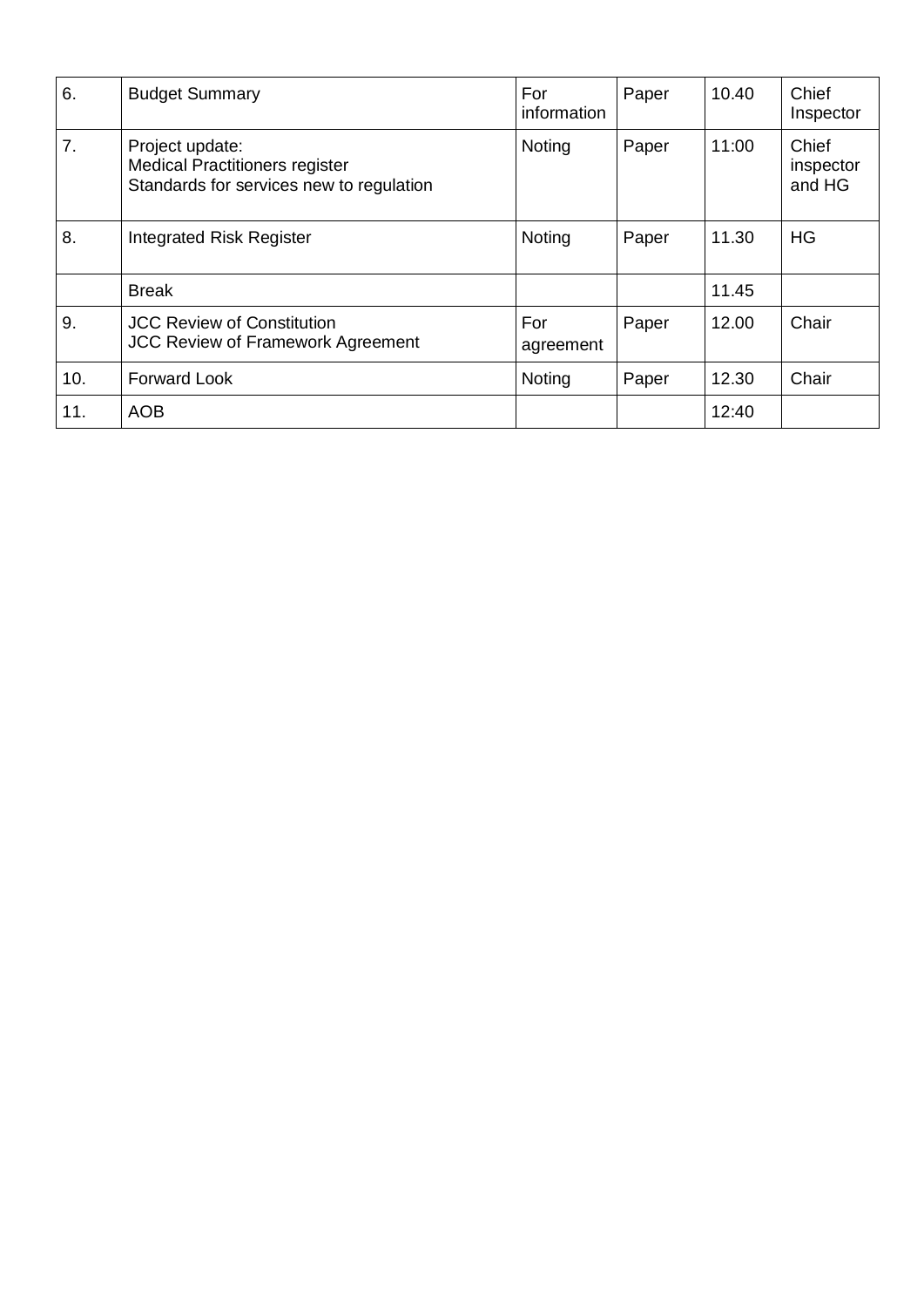| | | | | | |
|---|---|---|---|---|---|
| 6. | Budget Summary | For information | Paper | 10.40 | Chief Inspector |
| 7. | Project update:<br>Medical Practitioners register<br>Standards for services new to regulation | Noting | Paper | 11:00 | Chief inspector and HG |
| 8. | Integrated Risk Register | Noting | Paper | 11.30 | HG |
| | Break | | | 11.45 | |
| 9. | JCC Review of Constitution<br>JCC Review of Framework Agreement | For agreement | Paper | 12.00 | Chair |
| 10. | Forward Look | Noting | Paper | 12.30 | Chair |
| 11. | AOB | | | 12:40 | |